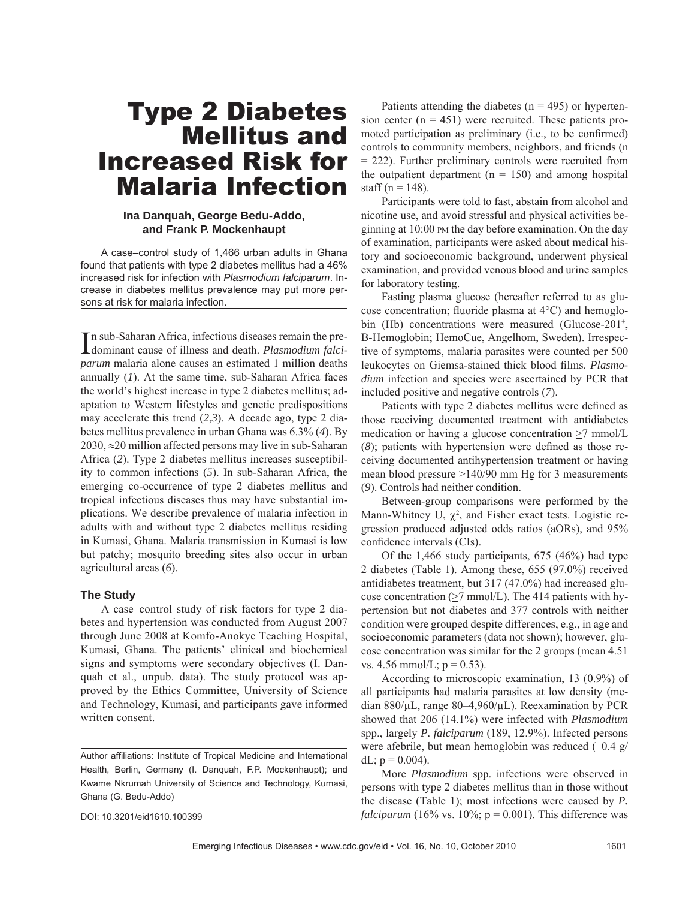# Type 2 Diabetes Mellitus and Increased Risk for Malaria Infection

**Ina Danquah, George Bedu-Addo, and Frank P. Mockenhaupt**

A case–control study of 1,466 urban adults in Ghana found that patients with type 2 diabetes mellitus had a 46% increased risk for infection with *Plasmodium falciparum*. Increase in diabetes mellitus prevalence may put more persons at risk for malaria infection.

In sub-Saharan Africa, infectious diseases remain the predominant cause of illness and death. *Plasmodium falciparum* malaria alone causes an estimated 1 million deaths annually (*1*). At the same time, sub-Saharan Africa faces the world's highest increase in type 2 diabetes mellitus; adaptation to Western lifestyles and genetic predispositions may accelerate this trend (*2*,*3*). A decade ago, type 2 diabetes mellitus prevalence in urban Ghana was 6.3% (*4*). By 2030, ≈20 million affected persons may live in sub-Saharan Africa (*2*). Type 2 diabetes mellitus increases susceptibility to common infections (*5*). In sub-Saharan Africa, the emerging co-occurrence of type 2 diabetes mellitus and tropical infectious diseases thus may have substantial implications. We describe prevalence of malaria infection in adults with and without type 2 diabetes mellitus residing in Kumasi, Ghana. Malaria transmission in Kumasi is low but patchy; mosquito breeding sites also occur in urban agricultural areas (*6*).

## The Study

A case–control study of risk factors for type 2 diabetes and hypertension was conducted from August 2007 through June 2008 at Komfo-Anokye Teaching Hospital, Kumasi, Ghana. The patients' clinical and biochemical signs and symptoms were secondary objectives (I. Danquah et al., unpub. data). The study protocol was approved by the Ethics Committee, University of Science and Technology, Kumasi, and participants gave informed written consent.

Patients attending the diabetes (n = 495) or hypertension center (n = 451) were recruited. These patients promoted participation as preliminary (i.e., to be confirmed) controls to community members, neighbors, and friends (n = 222). Further preliminary controls were recruited from the outpatient department (n = 150) and among hospital staff (n = 148).

Participants were told to fast, abstain from alcohol and nicotine use, and avoid stressful and physical activities beginning at 10:00 PM the day before examination. On the day of examination, participants were asked about medical history and socioeconomic background, underwent physical examination, and provided venous blood and urine samples for laboratory testing.

Fasting plasma glucose (hereafter referred to as glucose concentration; fluoride plasma at 4°C) and hemoglobin (Hb) concentrations were measured (Glucose-201$^+$, B-Hemoglobin; HemoCue, Angelhom, Sweden). Irrespective of symptoms, malaria parasites were counted per 500 leukocytes on Giemsa-stained thick blood films. *Plasmodium* infection and species were ascertained by PCR that included positive and negative controls (*7*).

Patients with type 2 diabetes mellitus were defined as those receiving documented treatment with antidiabetes medication or having a glucose concentration ≥7 mmol/L (*8*); patients with hypertension were defined as those receiving documented antihypertension treatment or having mean blood pressure ≥140/90 mm Hg for 3 measurements (*9*). Controls had neither condition.

Between-group comparisons were performed by the Mann-Whitney U, $\chi^2$, and Fisher exact tests. Logistic regression produced adjusted odds ratios (aORs), and 95% confidence intervals (CIs).

Of the 1,466 study participants, 675 (46%) had type 2 diabetes (Table 1). Among these, 655 (97.0%) received antidiabetes treatment, but 317 (47.0%) had increased glucose concentration (≥7 mmol/L). The 414 patients with hypertension but not diabetes and 377 controls with neither condition were grouped despite differences, e.g., in age and socioeconomic parameters (data not shown); however, glucose concentration was similar for the 2 groups (mean 4.51 vs. 4.56 mmol/L; p = 0.53).

According to microscopic examination, 13 (0.9%) of all participants had malaria parasites at low density (median 880/µL, range 80–4,960/µL). Reexamination by PCR showed that 206 (14.1%) were infected with *Plasmodium* spp., largely *P. falciparum* (189, 12.9%). Infected persons were afebrile, but mean hemoglobin was reduced (–0.4 g/dL; p = 0.004).

More *Plasmodium* spp. infections were observed in persons with type 2 diabetes mellitus than in those without the disease (Table 1); most infections were caused by *P. falciparum* (16% vs. 10%; p = 0.001). This difference was

Author affiliations: Institute of Tropical Medicine and International Health, Berlin, Germany (I. Danquah, F.P. Mockenhaupt); and Kwame Nkrumah University of Science and Technology, Kumasi, Ghana (G. Bedu-Addo)

DOI: 10.3201/eid1610.100399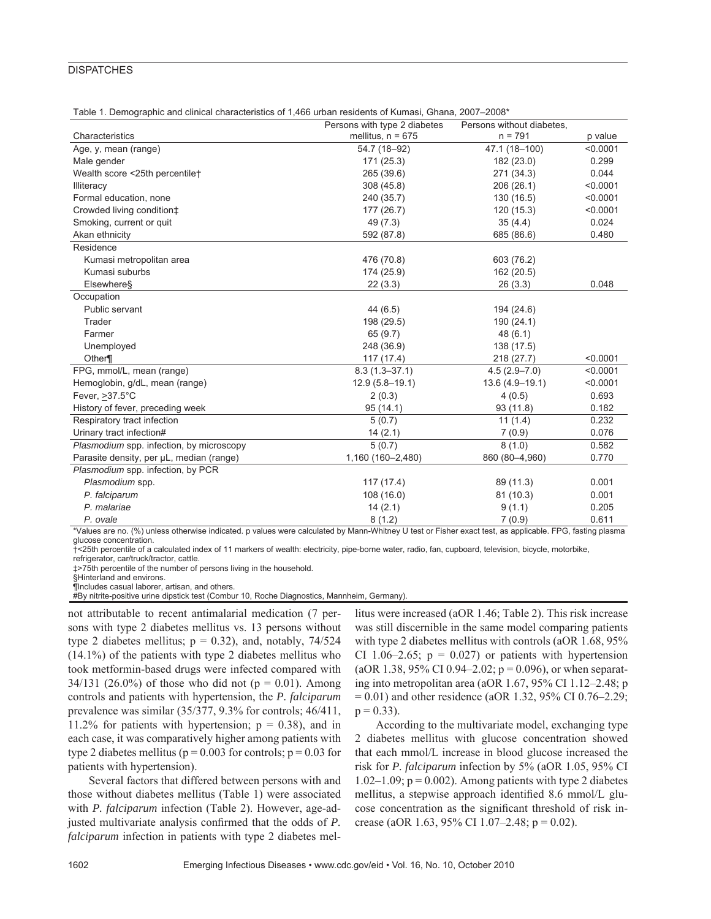Table 1. Demographic and clinical characteristics of 1,466 urban residents of Kumasi, Ghana, 2007–2008*

| Characteristics | Persons with type 2 diabetes mellitus, n = 675 | Persons without diabetes, n = 791 | p value |
|---|---|---|---|
| Age, y, mean (range) | 54.7 (18–92) | 47.1 (18–100) | <0.0001 |
| Male gender | 171 (25.3) | 182 (23.0) | 0.299 |
| Wealth score <25th percentile† | 265 (39.6) | 271 (34.3) | 0.044 |
| Illiteracy | 308 (45.8) | 206 (26.1) | <0.0001 |
| Formal education, none | 240 (35.7) | 130 (16.5) | <0.0001 |
| Crowded living condition‡ | 177 (26.7) | 120 (15.3) | <0.0001 |
| Smoking, current or quit | 49 (7.3) | 35 (4.4) | 0.024 |
| Akan ethnicity | 592 (87.8) | 685 (86.6) | 0.480 |
| Residence | | | |
| Kumasi metropolitan area | 476 (70.8) | 603 (76.2) | |
| Kumasi suburbs | 174 (25.9) | 162 (20.5) | |
| Elsewhere§ | 22 (3.3) | 26 (3.3) | 0.048 |
| Occupation | | | |
| Public servant | 44 (6.5) | 194 (24.6) | |
| Trader | 198 (29.5) | 190 (24.1) | |
| Farmer | 65 (9.7) | 48 (6.1) | |
| Unemployed | 248 (36.9) | 138 (17.5) | |
| Other¶ | 117 (17.4) | 218 (27.7) | <0.0001 |
| FPG, mmol/L, mean (range) | 8.3 (1.3–37.1) | 4.5 (2.9–7.0) | <0.0001 |
| Hemoglobin, g/dL, mean (range) | 12.9 (5.8–19.1) | 13.6 (4.9–19.1) | <0.0001 |
| Fever, >37.5°C | 2 (0.3) | 4 (0.5) | 0.693 |
| History of fever, preceding week | 95 (14.1) | 93 (11.8) | 0.182 |
| Respiratory tract infection | 5 (0.7) | 11 (1.4) | 0.232 |
| Urinary tract infection# | 14 (2.1) | 7 (0.9) | 0.076 |
| *Plasmodium* spp. infection, by microscopy | 5 (0.7) | 8 (1.0) | 0.582 |
| Parasite density, per µL, median (range) | 1,160 (160–2,480) | 860 (80–4,960) | 0.770 |
| *Plasmodium* spp. infection, by PCR | | | |
| *Plasmodium* spp. | 117 (17.4) | 89 (11.3) | 0.001 |
| *P. falciparum* | 108 (16.0) | 81 (10.3) | 0.001 |
| *P. malariae* | 14 (2.1) | 9 (1.1) | 0.205 |
| *P. ovale* | 8 (1.2) | 7 (0.9) | 0.611 |

*Values are no. (%) unless otherwise indicated. p values were calculated by Mann-Whitney U test or Fisher exact test, as applicable. FPG, fasting plasma glucose concentration.
†<25th percentile of a calculated index of 11 markers of wealth: electricity, pipe-borne water, radio, fan, cupboard, television, bicycle, motorbike, refrigerator, car/truck/tractor, cattle.
‡>75th percentile of the number of persons living in the household.
§Hinterland and environs.
¶Includes casual laborer, artisan, and others.
#By nitrite-positive urine dipstick test (Combur 10, Roche Diagnostics, Mannheim, Germany).

not attributable to recent antimalarial medication (7 persons with type 2 diabetes mellitus vs. 13 persons without type 2 diabetes mellitus; $p = 0.32$), and, notably, 74/524 (14.1%) of the patients with type 2 diabetes mellitus who took metformin-based drugs were infected compared with 34/131 (26.0%) of those who did not ($p = 0.01$). Among controls and patients with hypertension, the *P. falciparum* prevalence was similar (35/377, 9.3% for controls; 46/411, 11.2% for patients with hypertension; $p = 0.38$), and in each case, it was comparatively higher among patients with type 2 diabetes mellitus ($p = 0.003$ for controls; $p = 0.03$ for patients with hypertension).

Several factors that differed between persons with and those without diabetes mellitus (Table 1) were associated with *P. falciparum* infection (Table 2). However, age-adjusted multivariate analysis confirmed that the odds of *P. falciparum* infection in patients with type 2 diabetes mellitus were increased (aOR 1.46; Table 2). This risk increase was still discernible in the same model comparing patients with type 2 diabetes mellitus with controls (aOR 1.68, 95% CI 1.06–2.65; $p = 0.027$) or patients with hypertension (aOR 1.38, 95% CI 0.94–2.02; $p = 0.096$), or when separating into metropolitan area (aOR 1.67, 95% CI 1.12–2.48; $p = 0.01$) and other residence (aOR 1.32, 95% CI 0.76–2.29; $p = 0.33$).

According to the multivariate model, exchanging type 2 diabetes mellitus with glucose concentration showed that each mmol/L increase in blood glucose increased the risk for *P. falciparum* infection by 5% (aOR 1.05, 95% CI 1.02–1.09; $p = 0.002$). Among patients with type 2 diabetes mellitus, a stepwise approach identified 8.6 mmol/L glucose concentration as the significant threshold of risk increase (aOR 1.63, 95% CI 1.07–2.48; $p = 0.02$).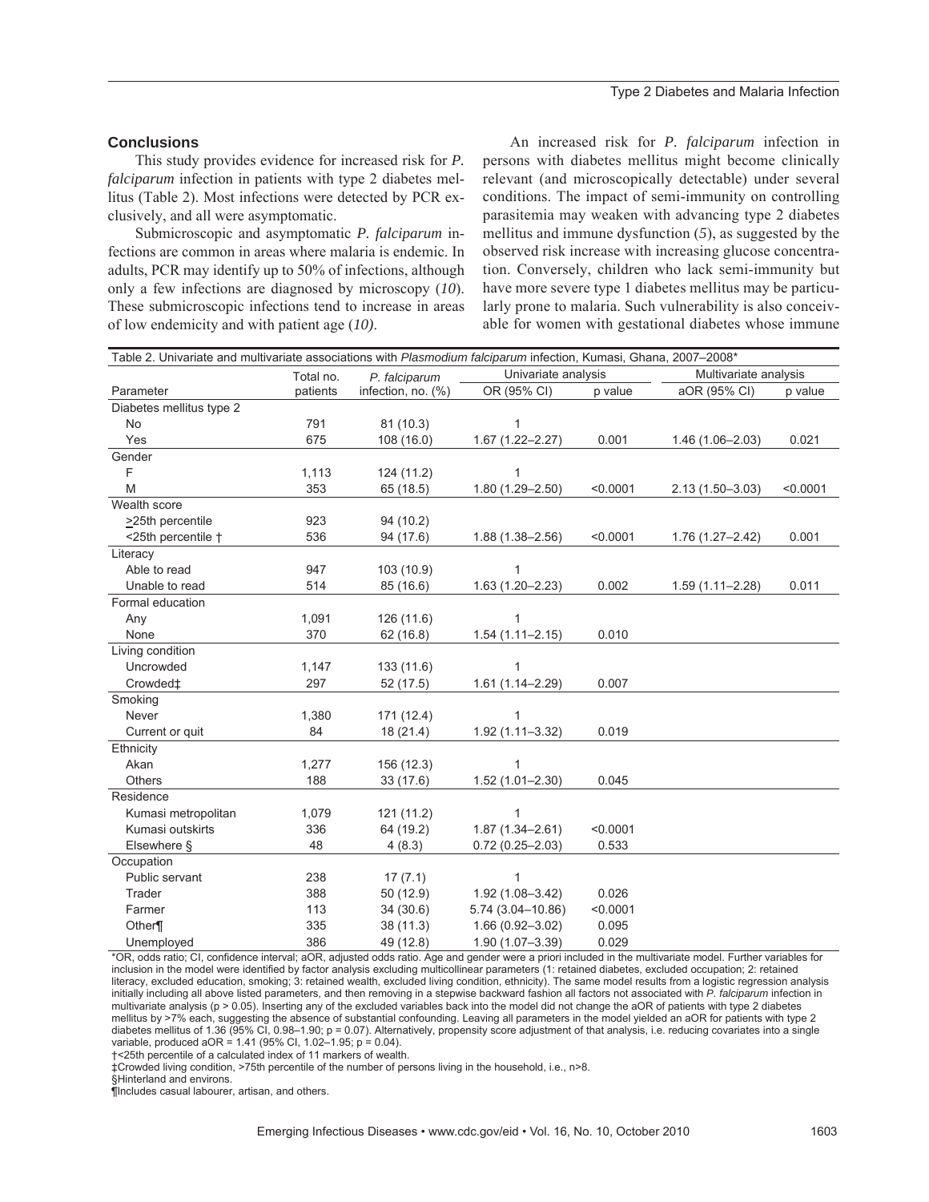## Conclusions

This study provides evidence for increased risk for *P. falciparum* infection in patients with type 2 diabetes mellitus (Table 2). Most infections were detected by PCR exclusively, and all were asymptomatic.

Submicroscopic and asymptomatic *P. falciparum* infections are common in areas where malaria is endemic. In adults, PCR may identify up to 50% of infections, although only a few infections are diagnosed by microscopy (*10*). These submicroscopic infections tend to increase in areas of low endemicity and with patient age (*10)*.

An increased risk for *P. falciparum* infection in persons with diabetes mellitus might become clinically relevant (and microscopically detectable) under several conditions. The impact of semi-immunity on controlling parasitemia may weaken with advancing type 2 diabetes mellitus and immune dysfunction (*5*), as suggested by the observed risk increase with increasing glucose concentration. Conversely, children who lack semi-immunity but have more severe type 1 diabetes mellitus may be particularly prone to malaria. Such vulnerability is also conceivable for women with gestational diabetes whose immune

Table 2. Univariate and multivariate associations with *Plasmodium falciparum* infection, Kumasi, Ghana, 2007–2008*

| Parameter | Total no. patients | *P. falciparum* infection, no. (%) | Univariate analysis | | Multivariate analysis | |
|---|---|---|---|---|---|---|
| | | | OR (95% CI) | p value | aOR (95% CI) | p value |
| Diabetes mellitus type 2 | | | | | | |
| No | 791 | 81 (10.3) | 1 | | | |
| Yes | 675 | 108 (16.0) | 1.67 (1.22–2.27) | 0.001 | 1.46 (1.06–2.03) | 0.021 |
| Gender | | | | | | |
| F | 1,113 | 124 (11.2) | 1 | | | |
| M | 353 | 65 (18.5) | 1.80 (1.29–2.50) | <0.0001 | 2.13 (1.50–3.03) | <0.0001 |
| Wealth score | | | | | | |
| ≥25th percentile | 923 | 94 (10.2) | | | | |
| <25th percentile † | 536 | 94 (17.6) | 1.88 (1.38–2.56) | <0.0001 | 1.76 (1.27–2.42) | 0.001 |
| Literacy | | | | | | |
| Able to read | 947 | 103 (10.9) | 1 | | | |
| Unable to read | 514 | 85 (16.6) | 1.63 (1.20–2.23) | 0.002 | 1.59 (1.11–2.28) | 0.011 |
| Formal education | | | | | | |
| Any | 1,091 | 126 (11.6) | 1 | | | |
| None | 370 | 62 (16.8) | 1.54 (1.11–2.15) | 0.010 | | |
| Living condition | | | | | | |
| Uncrowded | 1,147 | 133 (11.6) | 1 | | | |
| Crowded‡ | 297 | 52 (17.5) | 1.61 (1.14–2.29) | 0.007 | | |
| Smoking | | | | | | |
| Never | 1,380 | 171 (12.4) | 1 | | | |
| Current or quit | 84 | 18 (21.4) | 1.92 (1.11–3.32) | 0.019 | | |
| Ethnicity | | | | | | |
| Akan | 1,277 | 156 (12.3) | 1 | | | |
| Others | 188 | 33 (17.6) | 1.52 (1.01–2.30) | 0.045 | | |
| Residence | | | | | | |
| Kumasi metropolitan | 1,079 | 121 (11.2) | 1 | | | |
| Kumasi outskirts | 336 | 64 (19.2) | 1.87 (1.34–2.61) | <0.0001 | | |
| Elsewhere § | 48 | 4 (8.3) | 0.72 (0.25–2.03) | 0.533 | | |
| Occupation | | | | | | |
| Public servant | 238 | 17 (7.1) | 1 | | | |
| Trader | 388 | 50 (12.9) | 1.92 (1.08–3.42) | 0.026 | | |
| Farmer | 113 | 34 (30.6) | 5.74 (3.04–10.86) | <0.0001 | | |
| Other¶ | 335 | 38 (11.3) | 1.66 (0.92–3.02) | 0.095 | | |
| Unemployed | 386 | 49 (12.8) | 1.90 (1.07–3.39) | 0.029 | | |

*OR, odds ratio; CI, confidence interval; aOR, adjusted odds ratio. Age and gender were a priori included in the multivariate model. Further variables for inclusion in the model were identified by factor analysis excluding multicollinear parameters (1: retained diabetes, excluded occupation; 2: retained literacy, excluded education, smoking; 3: retained wealth, excluded living condition, ethnicity). The same model results from a logistic regression analysis initially including all above listed parameters, and then removing in a stepwise backward fashion all factors not associated with *P. falciparum* infection in multivariate analysis (p > 0.05). Inserting any of the excluded variables back into the model did not change the aOR of patients with type 2 diabetes mellitus by >7% each, suggesting the absence of substantial confounding. Leaving all parameters in the model yielded an aOR for patients with type 2 diabetes mellitus of 1.36 (95% CI, 0.98–1.90; p = 0.07). Alternatively, propensity score adjustment of that analysis, i.e. reducing covariates into a single variable, produced aOR = 1.41 (95% CI, 1.02–1.95; p = 0.04).

†<25th percentile of a calculated index of 11 markers of wealth.

‡Crowded living condition, >75th percentile of the number of persons living in the household, i.e., n>8.

§Hinterland and environs.

¶Includes casual labourer, artisan, and others.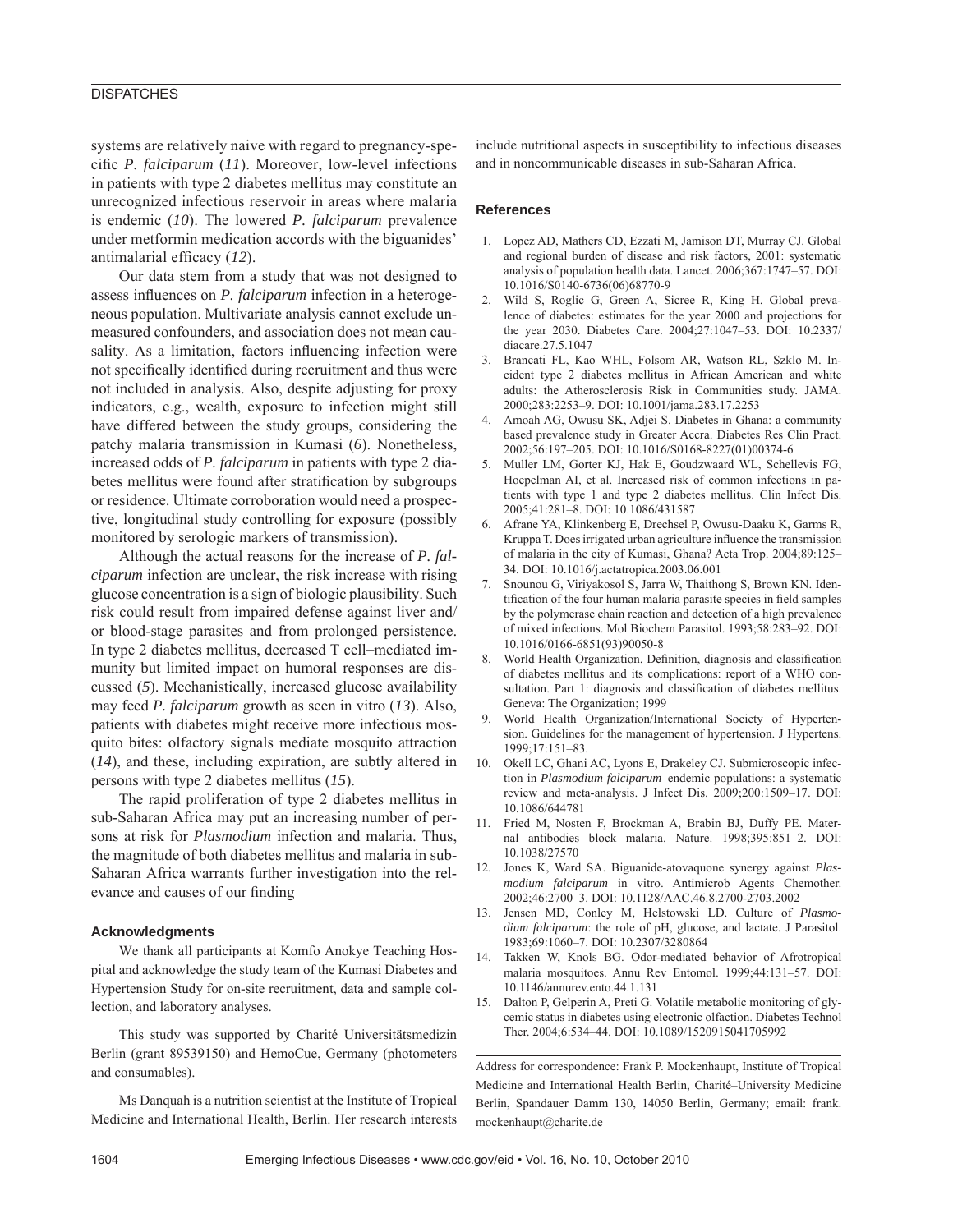systems are relatively naive with regard to pregnancy-specific *P. falciparum* (*11*). Moreover, low-level infections in patients with type 2 diabetes mellitus may constitute an unrecognized infectious reservoir in areas where malaria is endemic (*10*). The lowered *P. falciparum* prevalence under metformin medication accords with the biguanides' antimalarial efficacy (*12*).

Our data stem from a study that was not designed to assess influences on *P. falciparum* infection in a heterogeneous population. Multivariate analysis cannot exclude unmeasured confounders, and association does not mean causality. As a limitation, factors influencing infection were not specifically identified during recruitment and thus were not included in analysis. Also, despite adjusting for proxy indicators, e.g., wealth, exposure to infection might still have differed between the study groups, considering the patchy malaria transmission in Kumasi (*6*). Nonetheless, increased odds of *P. falciparum* in patients with type 2 diabetes mellitus were found after stratification by subgroups or residence. Ultimate corroboration would need a prospective, longitudinal study controlling for exposure (possibly monitored by serologic markers of transmission).

Although the actual reasons for the increase of *P. falciparum* infection are unclear, the risk increase with rising glucose concentration is a sign of biologic plausibility. Such risk could result from impaired defense against liver and/or blood-stage parasites and from prolonged persistence. In type 2 diabetes mellitus, decreased T cell–mediated immunity but limited impact on humoral responses are discussed (*5*). Mechanistically, increased glucose availability may feed *P. falciparum* growth as seen in vitro (*13*). Also, patients with diabetes might receive more infectious mosquito bites: olfactory signals mediate mosquito attraction (*14*), and these, including expiration, are subtly altered in persons with type 2 diabetes mellitus (*15*).

The rapid proliferation of type 2 diabetes mellitus in sub-Saharan Africa may put an increasing number of persons at risk for *Plasmodium* infection and malaria. Thus, the magnitude of both diabetes mellitus and malaria in sub-Saharan Africa warrants further investigation into the relevance and causes of our finding

#### Acknowledgments

We thank all participants at Komfo Anokye Teaching Hospital and acknowledge the study team of the Kumasi Diabetes and Hypertension Study for on-site recruitment, data and sample collection, and laboratory analyses.

This study was supported by Charité Universitätsmedizin Berlin (grant 89539150) and HemoCue, Germany (photometers and consumables).

Ms Danquah is a nutrition scientist at the Institute of Tropical Medicine and International Health, Berlin. Her research interests include nutritional aspects in susceptibility to infectious diseases and in noncommunicable diseases in sub-Saharan Africa.

#### References

1. Lopez AD, Mathers CD, Ezzati M, Jamison DT, Murray CJ. Global and regional burden of disease and risk factors, 2001: systematic analysis of population health data. Lancet. 2006;367:1747–57. DOI: 10.1016/S0140-6736(06)68770-9
2. Wild S, Roglic G, Green A, Sicree R, King H. Global prevalence of diabetes: estimates for the year 2000 and projections for the year 2030. Diabetes Care. 2004;27:1047–53. DOI: 10.2337/diacare.27.5.1047
3. Brancati FL, Kao WHL, Folsom AR, Watson RL, Szklo M. Incident type 2 diabetes mellitus in African American and white adults: the Atherosclerosis Risk in Communities study. JAMA. 2000;283:2253–9. DOI: 10.1001/jama.283.17.2253
4. Amoah AG, Owusu SK, Adjei S. Diabetes in Ghana: a community based prevalence study in Greater Accra. Diabetes Res Clin Pract. 2002;56:197–205. DOI: 10.1016/S0168-8227(01)00374-6
5. Muller LM, Gorter KJ, Hak E, Goudzwaard WL, Schellevis FG, Hoepelman AI, et al. Increased risk of common infections in patients with type 1 and type 2 diabetes mellitus. Clin Infect Dis. 2005;41:281–8. DOI: 10.1086/431587
6. Afrane YA, Klinkenberg E, Drechsel P, Owusu-Daaku K, Garms R, Kruppa T. Does irrigated urban agriculture influence the transmission of malaria in the city of Kumasi, Ghana? Acta Trop. 2004;89:125–34. DOI: 10.1016/j.actatropica.2003.06.001
7. Snounou G, Viriyakosol S, Jarra W, Thaithong S, Brown KN. Identification of the four human malaria parasite species in field samples by the polymerase chain reaction and detection of a high prevalence of mixed infections. Mol Biochem Parasitol. 1993;58:283–92. DOI: 10.1016/0166-6851(93)90050-8
8. World Health Organization. Definition, diagnosis and classification of diabetes mellitus and its complications: report of a WHO consultation. Part 1: diagnosis and classification of diabetes mellitus. Geneva: The Organization; 1999
9. World Health Organization/International Society of Hypertension. Guidelines for the management of hypertension. J Hypertens. 1999;17:151–83.
10. Okell LC, Ghani AC, Lyons E, Drakeley CJ. Submicroscopic infection in *Plasmodium falciparum*–endemic populations: a systematic review and meta-analysis. J Infect Dis. 2009;200:1509–17. DOI: 10.1086/644781
11. Fried M, Nosten F, Brockman A, Brabin BJ, Duffy PE. Maternal antibodies block malaria. Nature. 1998;395:851–2. DOI: 10.1038/27570
12. Jones K, Ward SA. Biguanide-atovaquone synergy against *Plasmodium falciparum* in vitro. Antimicrob Agents Chemother. 2002;46:2700–3. DOI: 10.1128/AAC.46.8.2700-2703.2002
13. Jensen MD, Conley M, Helstowski LD. Culture of *Plasmodium falciparum*: the role of pH, glucose, and lactate. J Parasitol. 1983;69:1060–7. DOI: 10.2307/3280864
14. Takken W, Knols BG. Odor-mediated behavior of Afrotropical malaria mosquitoes. Annu Rev Entomol. 1999;44:131–57. DOI: 10.1146/annurev.ento.44.1.131
15. Dalton P, Gelperin A, Preti G. Volatile metabolic monitoring of glycemic status in diabetes using electronic olfaction. Diabetes Technol Ther. 2004;6:534–44. DOI: 10.1089/1520915041705992

Address for correspondence: Frank P. Mockenhaupt, Institute of Tropical Medicine and International Health Berlin, Charité–University Medicine Berlin, Spandauer Damm 130, 14050 Berlin, Germany; email: frank.mockenhaupt@charite.de